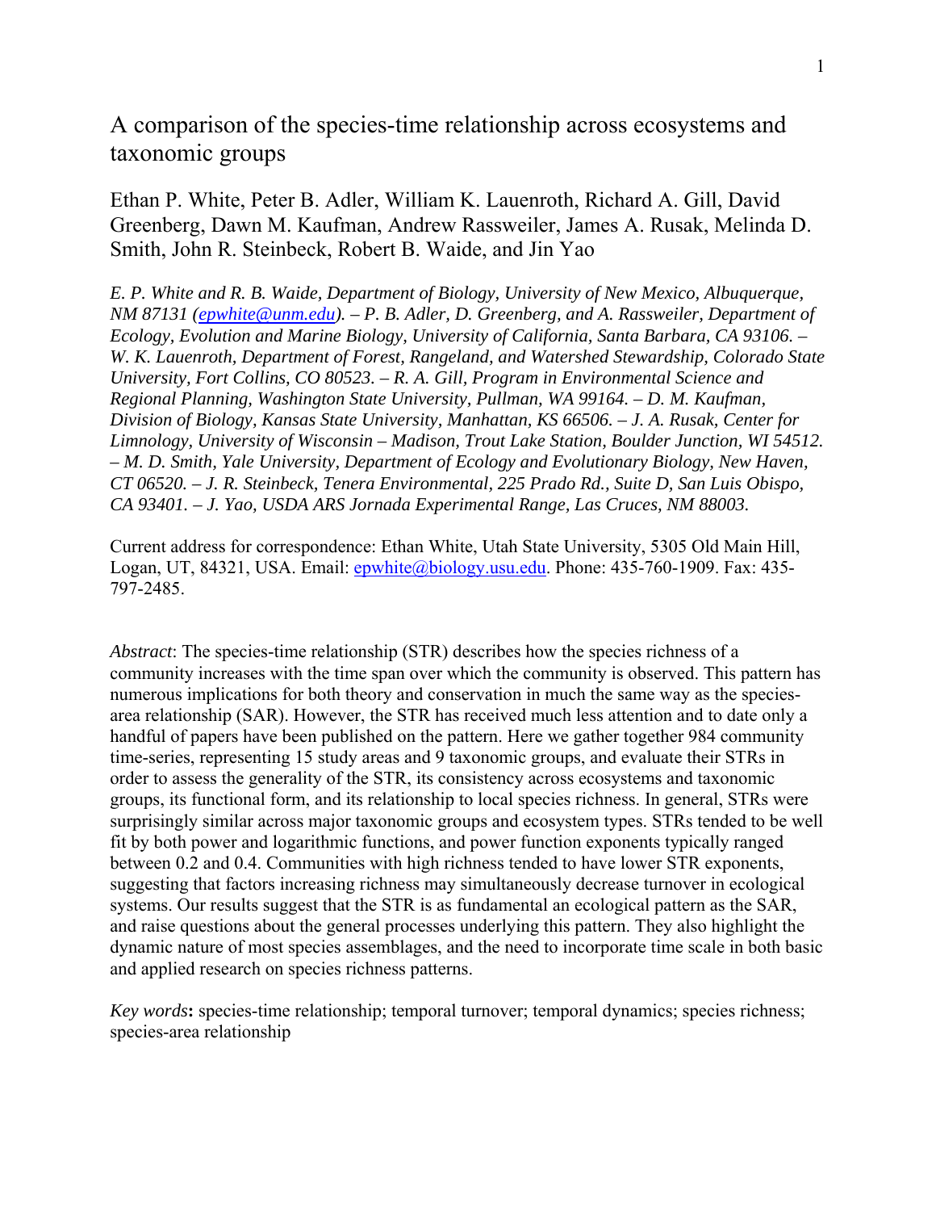# A comparison of the species-time relationship across ecosystems and taxonomic groups

Ethan P. White, Peter B. Adler, William K. Lauenroth, Richard A. Gill, David Greenberg, Dawn M. Kaufman, Andrew Rassweiler, James A. Rusak, Melinda D. Smith, John R. Steinbeck, Robert B. Waide, and Jin Yao

*E. P. White and R. B. Waide, Department of Biology, University of New Mexico, Albuquerque, NM 87131 (epwhite@unm.edu). – P. B. Adler, D. Greenberg, and A. Rassweiler, Department of Ecology, Evolution and Marine Biology, University of California, Santa Barbara, CA 93106. – W. K. Lauenroth, Department of Forest, Rangeland, and Watershed Stewardship, Colorado State University, Fort Collins, CO 80523. – R. A. Gill, Program in Environmental Science and Regional Planning, Washington State University, Pullman, WA 99164. – D. M. Kaufman, Division of Biology, Kansas State University, Manhattan, KS 66506. – J. A. Rusak, Center for Limnology, University of Wisconsin – Madison, Trout Lake Station, Boulder Junction, WI 54512. – M. D. Smith, Yale University, Department of Ecology and Evolutionary Biology, New Haven, CT 06520. – J. R. Steinbeck, Tenera Environmental, 225 Prado Rd., Suite D, San Luis Obispo, CA 93401. – J. Yao, USDA ARS Jornada Experimental Range, Las Cruces, NM 88003.*

Current address for correspondence: Ethan White, Utah State University, 5305 Old Main Hill, Logan, UT, 84321, USA. Email: epwhite@biology.usu.edu. Phone: 435-760-1909. Fax: 435-797-2485.

*Abstract*: The species-time relationship (STR) describes how the species richness of a community increases with the time span over which the community is observed. This pattern has numerous implications for both theory and conservation in much the same way as the species-area relationship (SAR). However, the STR has received much less attention and to date only a handful of papers have been published on the pattern. Here we gather together 984 community time-series, representing 15 study areas and 9 taxonomic groups, and evaluate their STRs in order to assess the generality of the STR, its consistency across ecosystems and taxonomic groups, its functional form, and its relationship to local species richness. In general, STRs were surprisingly similar across major taxonomic groups and ecosystem types. STRs tended to be well fit by both power and logarithmic functions, and power function exponents typically ranged between 0.2 and 0.4. Communities with high richness tended to have lower STR exponents, suggesting that factors increasing richness may simultaneously decrease turnover in ecological systems. Our results suggest that the STR is as fundamental an ecological pattern as the SAR, and raise questions about the general processes underlying this pattern. They also highlight the dynamic nature of most species assemblages, and the need to incorporate time scale in both basic and applied research on species richness patterns.

*Key words***:** species-time relationship; temporal turnover; temporal dynamics; species richness; species-area relationship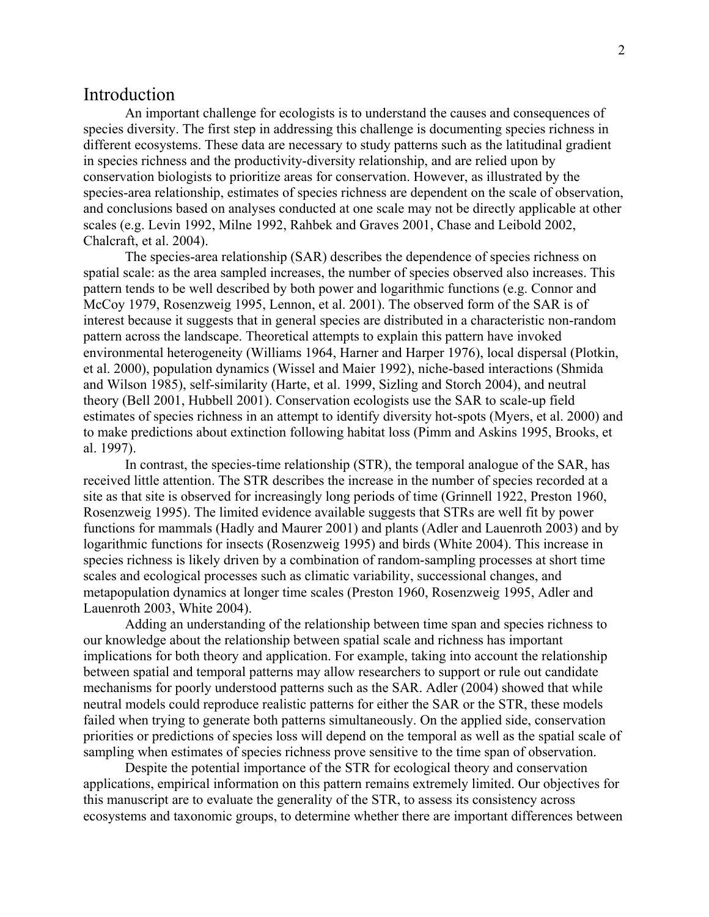## Introduction

An important challenge for ecologists is to understand the causes and consequences of species diversity. The first step in addressing this challenge is documenting species richness in different ecosystems. These data are necessary to study patterns such as the latitudinal gradient in species richness and the productivity-diversity relationship, and are relied upon by conservation biologists to prioritize areas for conservation. However, as illustrated by the species-area relationship, estimates of species richness are dependent on the scale of observation, and conclusions based on analyses conducted at one scale may not be directly applicable at other scales (e.g. Levin 1992, Milne 1992, Rahbek and Graves 2001, Chase and Leibold 2002, Chalcraft, et al. 2004).

The species-area relationship (SAR) describes the dependence of species richness on spatial scale: as the area sampled increases, the number of species observed also increases. This pattern tends to be well described by both power and logarithmic functions (e.g. Connor and McCoy 1979, Rosenzweig 1995, Lennon, et al. 2001). The observed form of the SAR is of interest because it suggests that in general species are distributed in a characteristic non-random pattern across the landscape. Theoretical attempts to explain this pattern have invoked environmental heterogeneity (Williams 1964, Harner and Harper 1976), local dispersal (Plotkin, et al. 2000), population dynamics (Wissel and Maier 1992), niche-based interactions (Shmida and Wilson 1985), self-similarity (Harte, et al. 1999, Sizling and Storch 2004), and neutral theory (Bell 2001, Hubbell 2001). Conservation ecologists use the SAR to scale-up field estimates of species richness in an attempt to identify diversity hot-spots (Myers, et al. 2000) and to make predictions about extinction following habitat loss (Pimm and Askins 1995, Brooks, et al. 1997).

In contrast, the species-time relationship (STR), the temporal analogue of the SAR, has received little attention. The STR describes the increase in the number of species recorded at a site as that site is observed for increasingly long periods of time (Grinnell 1922, Preston 1960, Rosenzweig 1995). The limited evidence available suggests that STRs are well fit by power functions for mammals (Hadly and Maurer 2001) and plants (Adler and Lauenroth 2003) and by logarithmic functions for insects (Rosenzweig 1995) and birds (White 2004). This increase in species richness is likely driven by a combination of random-sampling processes at short time scales and ecological processes such as climatic variability, successional changes, and metapopulation dynamics at longer time scales (Preston 1960, Rosenzweig 1995, Adler and Lauenroth 2003, White 2004).

Adding an understanding of the relationship between time span and species richness to our knowledge about the relationship between spatial scale and richness has important implications for both theory and application. For example, taking into account the relationship between spatial and temporal patterns may allow researchers to support or rule out candidate mechanisms for poorly understood patterns such as the SAR. Adler (2004) showed that while neutral models could reproduce realistic patterns for either the SAR or the STR, these models failed when trying to generate both patterns simultaneously. On the applied side, conservation priorities or predictions of species loss will depend on the temporal as well as the spatial scale of sampling when estimates of species richness prove sensitive to the time span of observation.

Despite the potential importance of the STR for ecological theory and conservation applications, empirical information on this pattern remains extremely limited. Our objectives for this manuscript are to evaluate the generality of the STR, to assess its consistency across ecosystems and taxonomic groups, to determine whether there are important differences between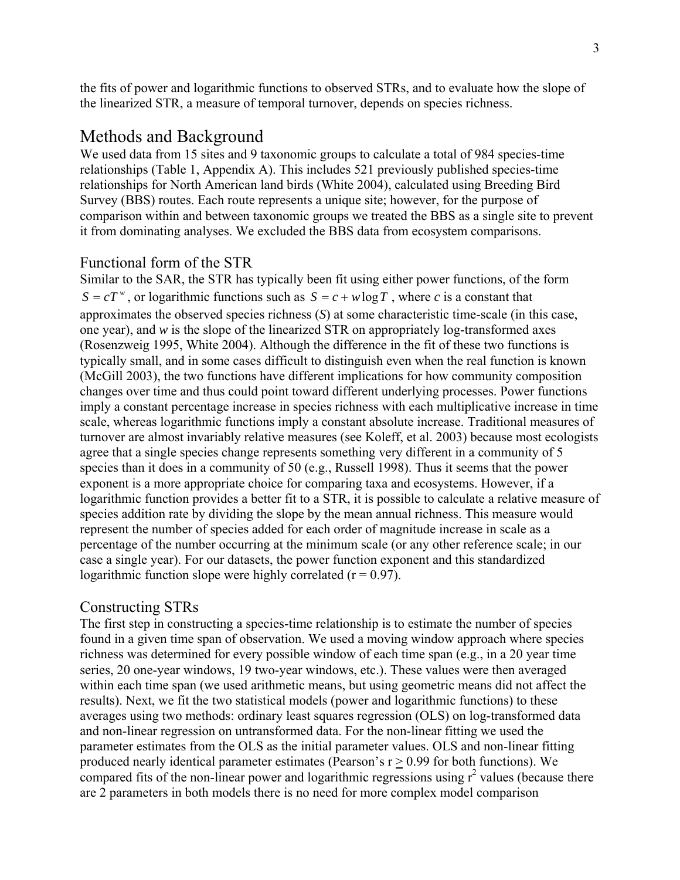the fits of power and logarithmic functions to observed STRs, and to evaluate how the slope of the linearized STR, a measure of temporal turnover, depends on species richness.

# Methods and Background

We used data from 15 sites and 9 taxonomic groups to calculate a total of 984 species-time relationships (Table 1, Appendix A). This includes 521 previously published species-time relationships for North American land birds (White 2004), calculated using Breeding Bird Survey (BBS) routes. Each route represents a unique site; however, for the purpose of comparison within and between taxonomic groups we treated the BBS as a single site to prevent it from dominating analyses. We excluded the BBS data from ecosystem comparisons.

## Functional form of the STR

Similar to the SAR, the STR has typically been fit using either power functions, of the form $S = cT^w$, or logarithmic functions such as $S = c + w \log T$, where $c$ is a constant that approximates the observed species richness ($S$) at some characteristic time-scale (in this case, one year), and $w$ is the slope of the linearized STR on appropriately log-transformed axes (Rosenzweig 1995, White 2004). Although the difference in the fit of these two functions is typically small, and in some cases difficult to distinguish even when the real function is known (McGill 2003), the two functions have different implications for how community composition changes over time and thus could point toward different underlying processes. Power functions imply a constant percentage increase in species richness with each multiplicative increase in time scale, whereas logarithmic functions imply a constant absolute increase. Traditional measures of turnover are almost invariably relative measures (see Koleff, et al. 2003) because most ecologists agree that a single species change represents something very different in a community of 5 species than it does in a community of 50 (e.g., Russell 1998). Thus it seems that the power exponent is a more appropriate choice for comparing taxa and ecosystems. However, if a logarithmic function provides a better fit to a STR, it is possible to calculate a relative measure of species addition rate by dividing the slope by the mean annual richness. This measure would represent the number of species added for each order of magnitude increase in scale as a percentage of the number occurring at the minimum scale (or any other reference scale; in our case a single year). For our datasets, the power function exponent and this standardized logarithmic function slope were highly correlated ($r = 0.97$).

## Constructing STRs

The first step in constructing a species-time relationship is to estimate the number of species found in a given time span of observation. We used a moving window approach where species richness was determined for every possible window of each time span (e.g., in a 20 year time series, 20 one-year windows, 19 two-year windows, etc.). These values were then averaged within each time span (we used arithmetic means, but using geometric means did not affect the results). Next, we fit the two statistical models (power and logarithmic functions) to these averages using two methods: ordinary least squares regression (OLS) on log-transformed data and non-linear regression on untransformed data. For the non-linear fitting we used the parameter estimates from the OLS as the initial parameter values. OLS and non-linear fitting produced nearly identical parameter estimates (Pearson's $r \geq 0.99$ for both functions). We compared fits of the non-linear power and logarithmic regressions using $r^2$ values (because there are 2 parameters in both models there is no need for more complex model comparison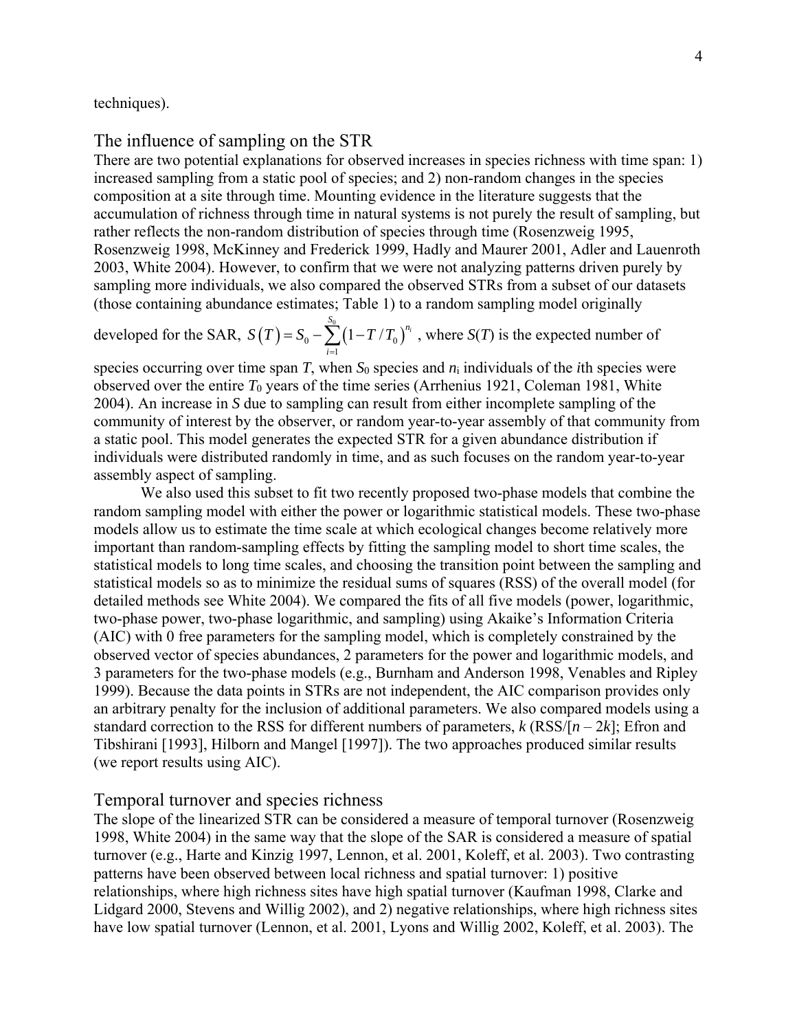techniques).

## The influence of sampling on the STR

There are two potential explanations for observed increases in species richness with time span: 1) increased sampling from a static pool of species; and 2) non-random changes in the species composition at a site through time. Mounting evidence in the literature suggests that the accumulation of richness through time in natural systems is not purely the result of sampling, but rather reflects the non-random distribution of species through time (Rosenzweig 1995, Rosenzweig 1998, McKinney and Frederick 1999, Hadly and Maurer 2001, Adler and Lauenroth 2003, White 2004). However, to confirm that we were not analyzing patterns driven purely by sampling more individuals, we also compared the observed STRs from a subset of our datasets (those containing abundance estimates; Table 1) to a random sampling model originally developed for the SAR, $S(T) = S_0 - \sum_{i=1}^{S_0} (1 - T/T_0)^{n_i}$, where $S(T)$ is the expected number of species occurring over time span $T$, when $S_0$ species and $n_i$ individuals of the $i$th species were observed over the entire $T_0$ years of the time series (Arrhenius 1921, Coleman 1981, White 2004). An increase in $S$ due to sampling can result from either incomplete sampling of the community of interest by the observer, or random year-to-year assembly of that community from a static pool. This model generates the expected STR for a given abundance distribution if individuals were distributed randomly in time, and as such focuses on the random year-to-year assembly aspect of sampling.

We also used this subset to fit two recently proposed two-phase models that combine the random sampling model with either the power or logarithmic statistical models. These two-phase models allow us to estimate the time scale at which ecological changes become relatively more important than random-sampling effects by fitting the sampling model to short time scales, the statistical models to long time scales, and choosing the transition point between the sampling and statistical models so as to minimize the residual sums of squares (RSS) of the overall model (for detailed methods see White 2004). We compared the fits of all five models (power, logarithmic, two-phase power, two-phase logarithmic, and sampling) using Akaike's Information Criteria (AIC) with 0 free parameters for the sampling model, which is completely constrained by the observed vector of species abundances, 2 parameters for the power and logarithmic models, and 3 parameters for the two-phase models (e.g., Burnham and Anderson 1998, Venables and Ripley 1999). Because the data points in STRs are not independent, the AIC comparison provides only an arbitrary penalty for the inclusion of additional parameters. We also compared models using a standard correction to the RSS for different numbers of parameters, $k$ (RSS/[$n - 2k$]; Efron and Tibshirani [1993], Hilborn and Mangel [1997]). The two approaches produced similar results (we report results using AIC).

## Temporal turnover and species richness

The slope of the linearized STR can be considered a measure of temporal turnover (Rosenzweig 1998, White 2004) in the same way that the slope of the SAR is considered a measure of spatial turnover (e.g., Harte and Kinzig 1997, Lennon, et al. 2001, Koleff, et al. 2003). Two contrasting patterns have been observed between local richness and spatial turnover: 1) positive relationships, where high richness sites have high spatial turnover (Kaufman 1998, Clarke and Lidgard 2000, Stevens and Willig 2002), and 2) negative relationships, where high richness sites have low spatial turnover (Lennon, et al. 2001, Lyons and Willig 2002, Koleff, et al. 2003). The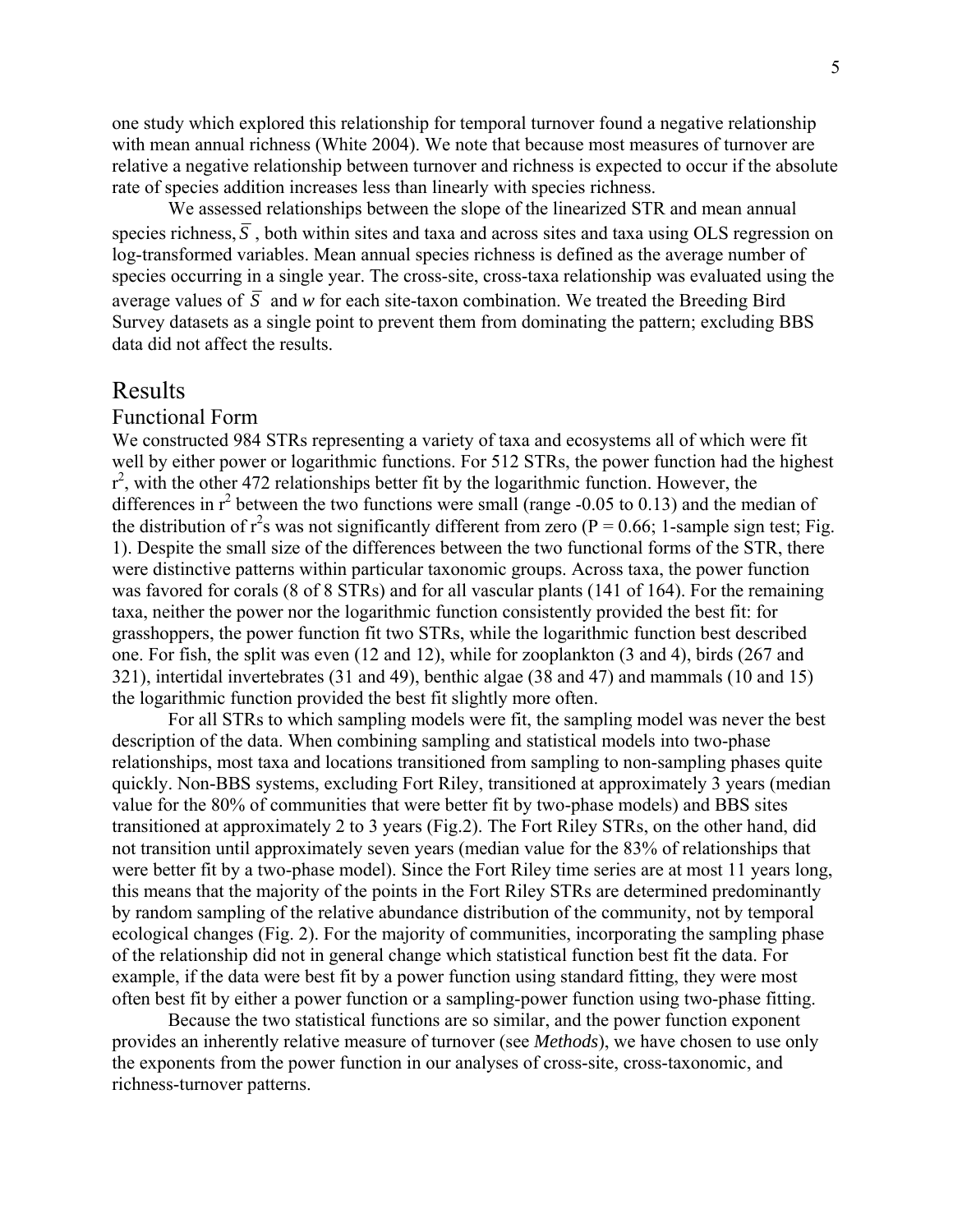one study which explored this relationship for temporal turnover found a negative relationship with mean annual richness (White 2004). We note that because most measures of turnover are relative a negative relationship between turnover and richness is expected to occur if the absolute rate of species addition increases less than linearly with species richness.

We assessed relationships between the slope of the linearized STR and mean annual species richness, $\bar{S}$, both within sites and taxa and across sites and taxa using OLS regression on log-transformed variables. Mean annual species richness is defined as the average number of species occurring in a single year. The cross-site, cross-taxa relationship was evaluated using the average values of $\bar{S}$ and *w* for each site-taxon combination. We treated the Breeding Bird Survey datasets as a single point to prevent them from dominating the pattern; excluding BBS data did not affect the results.

# Results

## Functional Form

We constructed 984 STRs representing a variety of taxa and ecosystems all of which were fit well by either power or logarithmic functions. For 512 STRs, the power function had the highest $r^2$, with the other 472 relationships better fit by the logarithmic function. However, the differences in $r^2$ between the two functions were small (range -0.05 to 0.13) and the median of the distribution of $r^2$s was not significantly different from zero ($P = 0.66$; 1-sample sign test; Fig. 1). Despite the small size of the differences between the two functional forms of the STR, there were distinctive patterns within particular taxonomic groups. Across taxa, the power function was favored for corals (8 of 8 STRs) and for all vascular plants (141 of 164). For the remaining taxa, neither the power nor the logarithmic function consistently provided the best fit: for grasshoppers, the power function fit two STRs, while the logarithmic function best described one. For fish, the split was even (12 and 12), while for zooplankton (3 and 4), birds (267 and 321), intertidal invertebrates (31 and 49), benthic algae (38 and 47) and mammals (10 and 15) the logarithmic function provided the best fit slightly more often.

For all STRs to which sampling models were fit, the sampling model was never the best description of the data. When combining sampling and statistical models into two-phase relationships, most taxa and locations transitioned from sampling to non-sampling phases quite quickly. Non-BBS systems, excluding Fort Riley, transitioned at approximately 3 years (median value for the 80% of communities that were better fit by two-phase models) and BBS sites transitioned at approximately 2 to 3 years (Fig.2). The Fort Riley STRs, on the other hand, did not transition until approximately seven years (median value for the 83% of relationships that were better fit by a two-phase model). Since the Fort Riley time series are at most 11 years long, this means that the majority of the points in the Fort Riley STRs are determined predominantly by random sampling of the relative abundance distribution of the community, not by temporal ecological changes (Fig. 2). For the majority of communities, incorporating the sampling phase of the relationship did not in general change which statistical function best fit the data. For example, if the data were best fit by a power function using standard fitting, they were most often best fit by either a power function or a sampling-power function using two-phase fitting.

Because the two statistical functions are so similar, and the power function exponent provides an inherently relative measure of turnover (see *Methods*), we have chosen to use only the exponents from the power function in our analyses of cross-site, cross-taxonomic, and richness-turnover patterns.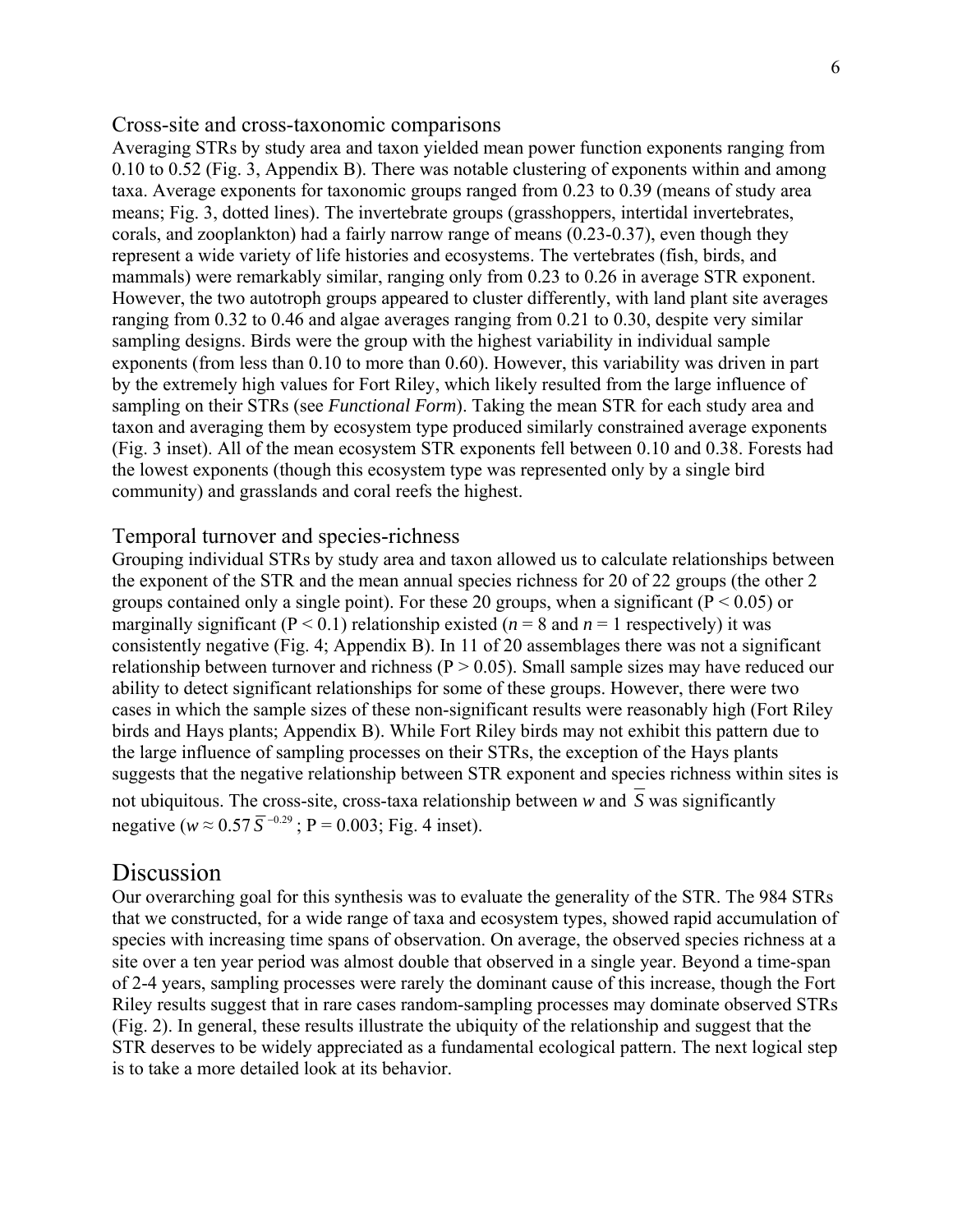### Cross-site and cross-taxonomic comparisons

Averaging STRs by study area and taxon yielded mean power function exponents ranging from 0.10 to 0.52 (Fig. 3, Appendix B). There was notable clustering of exponents within and among taxa. Average exponents for taxonomic groups ranged from 0.23 to 0.39 (means of study area means; Fig. 3, dotted lines). The invertebrate groups (grasshoppers, intertidal invertebrates, corals, and zooplankton) had a fairly narrow range of means (0.23-0.37), even though they represent a wide variety of life histories and ecosystems. The vertebrates (fish, birds, and mammals) were remarkably similar, ranging only from 0.23 to 0.26 in average STR exponent. However, the two autotroph groups appeared to cluster differently, with land plant site averages ranging from 0.32 to 0.46 and algae averages ranging from 0.21 to 0.30, despite very similar sampling designs. Birds were the group with the highest variability in individual sample exponents (from less than 0.10 to more than 0.60). However, this variability was driven in part by the extremely high values for Fort Riley, which likely resulted from the large influence of sampling on their STRs (see *Functional Form*). Taking the mean STR for each study area and taxon and averaging them by ecosystem type produced similarly constrained average exponents (Fig. 3 inset). All of the mean ecosystem STR exponents fell between 0.10 and 0.38. Forests had the lowest exponents (though this ecosystem type was represented only by a single bird community) and grasslands and coral reefs the highest.

### Temporal turnover and species-richness

Grouping individual STRs by study area and taxon allowed us to calculate relationships between the exponent of the STR and the mean annual species richness for 20 of 22 groups (the other 2 groups contained only a single point). For these 20 groups, when a significant ($P < 0.05$) or marginally significant ($P < 0.1$) relationship existed ($n = 8$ and $n = 1$ respectively) it was consistently negative (Fig. 4; Appendix B). In 11 of 20 assemblages there was not a significant relationship between turnover and richness ($P > 0.05$). Small sample sizes may have reduced our ability to detect significant relationships for some of these groups. However, there were two cases in which the sample sizes of these non-significant results were reasonably high (Fort Riley birds and Hays plants; Appendix B). While Fort Riley birds may not exhibit this pattern due to the large influence of sampling processes on their STRs, the exception of the Hays plants suggests that the negative relationship between STR exponent and species richness within sites is not ubiquitous. The cross-site, cross-taxa relationship between $w$ and $\overline{S}$ was significantly negative ($w \approx 0.57\,\overline{S}^{\,-0.29}$ ; $P = 0.003$; Fig. 4 inset).

## Discussion

Our overarching goal for this synthesis was to evaluate the generality of the STR. The 984 STRs that we constructed, for a wide range of taxa and ecosystem types, showed rapid accumulation of species with increasing time spans of observation. On average, the observed species richness at a site over a ten year period was almost double that observed in a single year. Beyond a time-span of 2-4 years, sampling processes were rarely the dominant cause of this increase, though the Fort Riley results suggest that in rare cases random-sampling processes may dominate observed STRs (Fig. 2). In general, these results illustrate the ubiquity of the relationship and suggest that the STR deserves to be widely appreciated as a fundamental ecological pattern. The next logical step is to take a more detailed look at its behavior.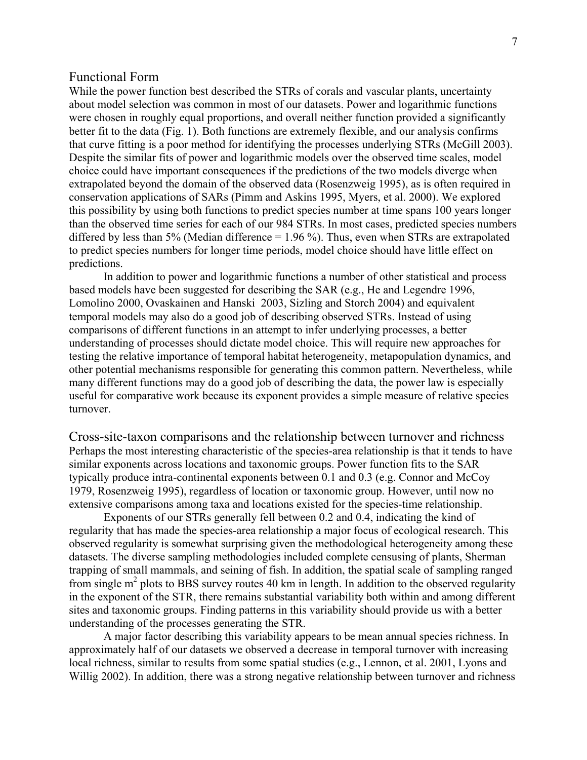## Functional Form

While the power function best described the STRs of corals and vascular plants, uncertainty about model selection was common in most of our datasets. Power and logarithmic functions were chosen in roughly equal proportions, and overall neither function provided a significantly better fit to the data (Fig. 1). Both functions are extremely flexible, and our analysis confirms that curve fitting is a poor method for identifying the processes underlying STRs (McGill 2003). Despite the similar fits of power and logarithmic models over the observed time scales, model choice could have important consequences if the predictions of the two models diverge when extrapolated beyond the domain of the observed data (Rosenzweig 1995), as is often required in conservation applications of SARs (Pimm and Askins 1995, Myers, et al. 2000). We explored this possibility by using both functions to predict species number at time spans 100 years longer than the observed time series for each of our 984 STRs. In most cases, predicted species numbers differed by less than 5% (Median difference = 1.96 %). Thus, even when STRs are extrapolated to predict species numbers for longer time periods, model choice should have little effect on predictions.

In addition to power and logarithmic functions a number of other statistical and process based models have been suggested for describing the SAR (e.g., He and Legendre 1996, Lomolino 2000, Ovaskainen and Hanski 2003, Sizling and Storch 2004) and equivalent temporal models may also do a good job of describing observed STRs. Instead of using comparisons of different functions in an attempt to infer underlying processes, a better understanding of processes should dictate model choice. This will require new approaches for testing the relative importance of temporal habitat heterogeneity, metapopulation dynamics, and other potential mechanisms responsible for generating this common pattern. Nevertheless, while many different functions may do a good job of describing the data, the power law is especially useful for comparative work because its exponent provides a simple measure of relative species turnover.

## Cross-site-taxon comparisons and the relationship between turnover and richness

Perhaps the most interesting characteristic of the species-area relationship is that it tends to have similar exponents across locations and taxonomic groups. Power function fits to the SAR typically produce intra-continental exponents between 0.1 and 0.3 (e.g. Connor and McCoy 1979, Rosenzweig 1995), regardless of location or taxonomic group. However, until now no extensive comparisons among taxa and locations existed for the species-time relationship.

Exponents of our STRs generally fell between 0.2 and 0.4, indicating the kind of regularity that has made the species-area relationship a major focus of ecological research. This observed regularity is somewhat surprising given the methodological heterogeneity among these datasets. The diverse sampling methodologies included complete censusing of plants, Sherman trapping of small mammals, and seining of fish. In addition, the spatial scale of sampling ranged from single $m^2$ plots to BBS survey routes 40 km in length. In addition to the observed regularity in the exponent of the STR, there remains substantial variability both within and among different sites and taxonomic groups. Finding patterns in this variability should provide us with a better understanding of the processes generating the STR.

A major factor describing this variability appears to be mean annual species richness. In approximately half of our datasets we observed a decrease in temporal turnover with increasing local richness, similar to results from some spatial studies (e.g., Lennon, et al. 2001, Lyons and Willig 2002). In addition, there was a strong negative relationship between turnover and richness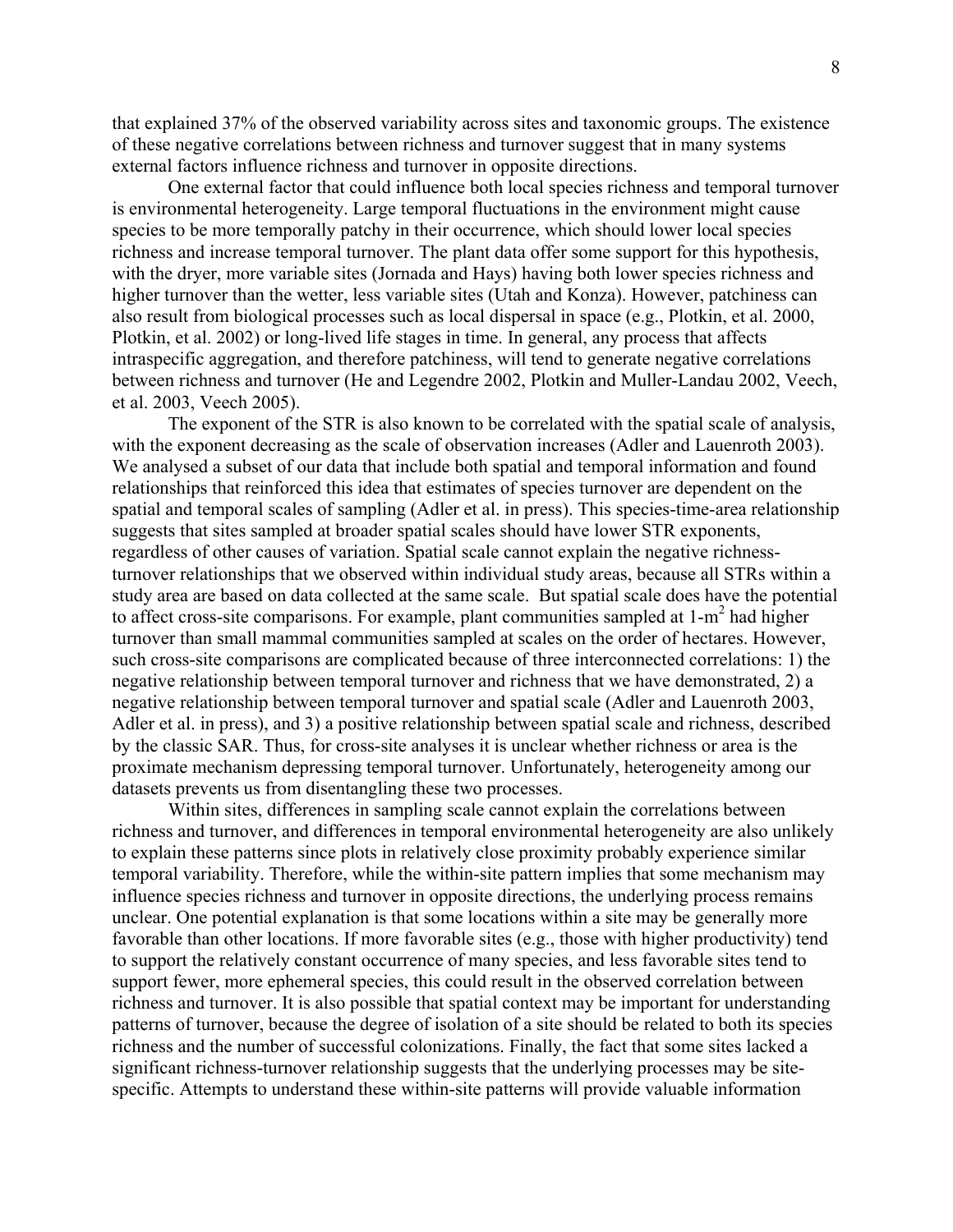that explained 37% of the observed variability across sites and taxonomic groups. The existence of these negative correlations between richness and turnover suggest that in many systems external factors influence richness and turnover in opposite directions.

One external factor that could influence both local species richness and temporal turnover is environmental heterogeneity. Large temporal fluctuations in the environment might cause species to be more temporally patchy in their occurrence, which should lower local species richness and increase temporal turnover. The plant data offer some support for this hypothesis, with the dryer, more variable sites (Jornada and Hays) having both lower species richness and higher turnover than the wetter, less variable sites (Utah and Konza). However, patchiness can also result from biological processes such as local dispersal in space (e.g., Plotkin, et al. 2000, Plotkin, et al. 2002) or long-lived life stages in time. In general, any process that affects intraspecific aggregation, and therefore patchiness, will tend to generate negative correlations between richness and turnover (He and Legendre 2002, Plotkin and Muller-Landau 2002, Veech, et al. 2003, Veech 2005).

The exponent of the STR is also known to be correlated with the spatial scale of analysis, with the exponent decreasing as the scale of observation increases (Adler and Lauenroth 2003). We analysed a subset of our data that include both spatial and temporal information and found relationships that reinforced this idea that estimates of species turnover are dependent on the spatial and temporal scales of sampling (Adler et al. in press). This species-time-area relationship suggests that sites sampled at broader spatial scales should have lower STR exponents, regardless of other causes of variation. Spatial scale cannot explain the negative richness-turnover relationships that we observed within individual study areas, because all STRs within a study area are based on data collected at the same scale. But spatial scale does have the potential to affect cross-site comparisons. For example, plant communities sampled at 1-$m^2$ had higher turnover than small mammal communities sampled at scales on the order of hectares. However, such cross-site comparisons are complicated because of three interconnected correlations: 1) the negative relationship between temporal turnover and richness that we have demonstrated, 2) a negative relationship between temporal turnover and spatial scale (Adler and Lauenroth 2003, Adler et al. in press), and 3) a positive relationship between spatial scale and richness, described by the classic SAR. Thus, for cross-site analyses it is unclear whether richness or area is the proximate mechanism depressing temporal turnover. Unfortunately, heterogeneity among our datasets prevents us from disentangling these two processes.

Within sites, differences in sampling scale cannot explain the correlations between richness and turnover, and differences in temporal environmental heterogeneity are also unlikely to explain these patterns since plots in relatively close proximity probably experience similar temporal variability. Therefore, while the within-site pattern implies that some mechanism may influence species richness and turnover in opposite directions, the underlying process remains unclear. One potential explanation is that some locations within a site may be generally more favorable than other locations. If more favorable sites (e.g., those with higher productivity) tend to support the relatively constant occurrence of many species, and less favorable sites tend to support fewer, more ephemeral species, this could result in the observed correlation between richness and turnover. It is also possible that spatial context may be important for understanding patterns of turnover, because the degree of isolation of a site should be related to both its species richness and the number of successful colonizations. Finally, the fact that some sites lacked a significant richness-turnover relationship suggests that the underlying processes may be site-specific. Attempts to understand these within-site patterns will provide valuable information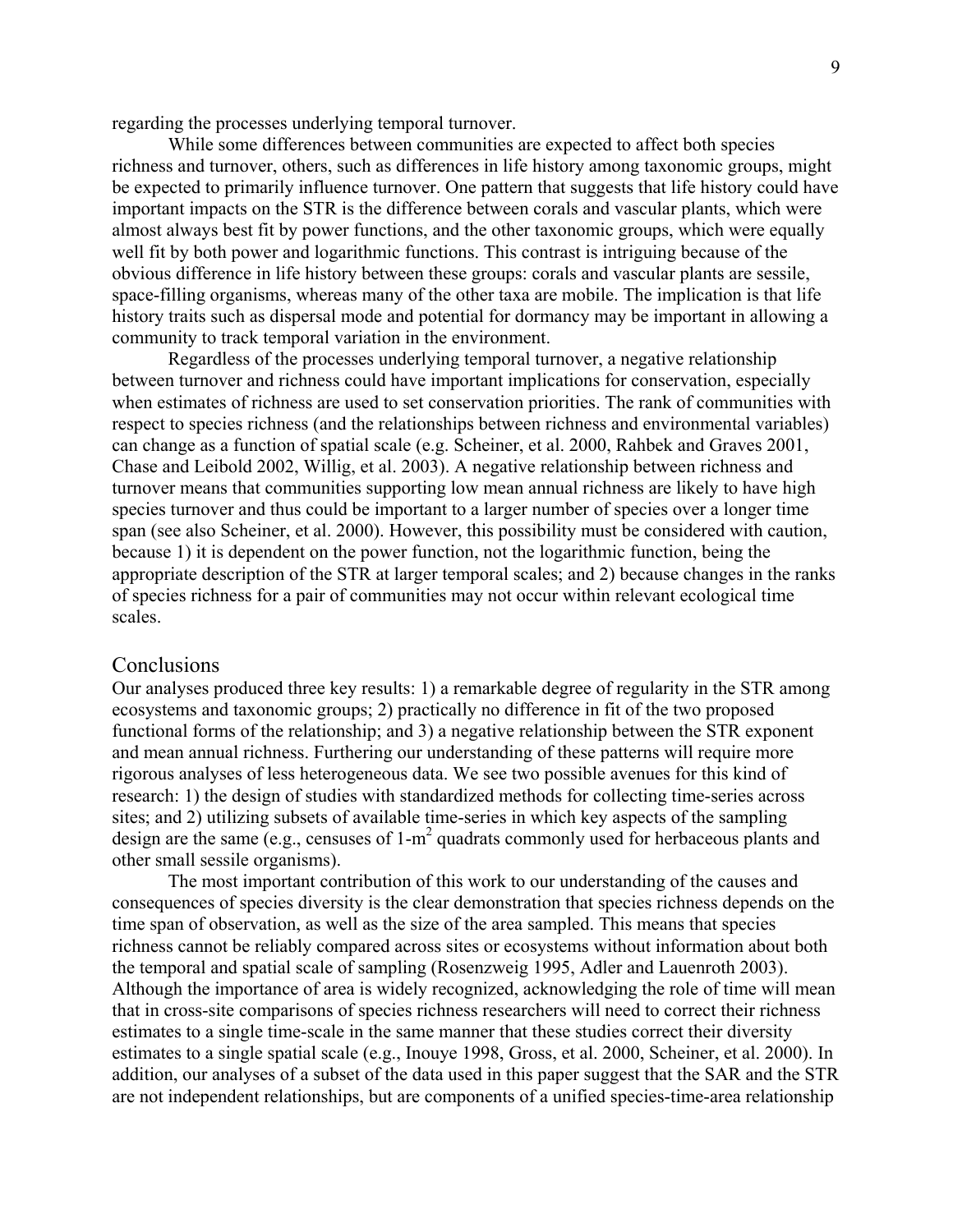regarding the processes underlying temporal turnover.

While some differences between communities are expected to affect both species richness and turnover, others, such as differences in life history among taxonomic groups, might be expected to primarily influence turnover. One pattern that suggests that life history could have important impacts on the STR is the difference between corals and vascular plants, which were almost always best fit by power functions, and the other taxonomic groups, which were equally well fit by both power and logarithmic functions. This contrast is intriguing because of the obvious difference in life history between these groups: corals and vascular plants are sessile, space-filling organisms, whereas many of the other taxa are mobile. The implication is that life history traits such as dispersal mode and potential for dormancy may be important in allowing a community to track temporal variation in the environment.

Regardless of the processes underlying temporal turnover, a negative relationship between turnover and richness could have important implications for conservation, especially when estimates of richness are used to set conservation priorities. The rank of communities with respect to species richness (and the relationships between richness and environmental variables) can change as a function of spatial scale (e.g. Scheiner, et al. 2000, Rahbek and Graves 2001, Chase and Leibold 2002, Willig, et al. 2003). A negative relationship between richness and turnover means that communities supporting low mean annual richness are likely to have high species turnover and thus could be important to a larger number of species over a longer time span (see also Scheiner, et al. 2000). However, this possibility must be considered with caution, because 1) it is dependent on the power function, not the logarithmic function, being the appropriate description of the STR at larger temporal scales; and 2) because changes in the ranks of species richness for a pair of communities may not occur within relevant ecological time scales.

## Conclusions

Our analyses produced three key results: 1) a remarkable degree of regularity in the STR among ecosystems and taxonomic groups; 2) practically no difference in fit of the two proposed functional forms of the relationship; and 3) a negative relationship between the STR exponent and mean annual richness. Furthering our understanding of these patterns will require more rigorous analyses of less heterogeneous data. We see two possible avenues for this kind of research: 1) the design of studies with standardized methods for collecting time-series across sites; and 2) utilizing subsets of available time-series in which key aspects of the sampling design are the same (e.g., censuses of 1-$m^2$ quadrats commonly used for herbaceous plants and other small sessile organisms).

The most important contribution of this work to our understanding of the causes and consequences of species diversity is the clear demonstration that species richness depends on the time span of observation, as well as the size of the area sampled. This means that species richness cannot be reliably compared across sites or ecosystems without information about both the temporal and spatial scale of sampling (Rosenzweig 1995, Adler and Lauenroth 2003). Although the importance of area is widely recognized, acknowledging the role of time will mean that in cross-site comparisons of species richness researchers will need to correct their richness estimates to a single time-scale in the same manner that these studies correct their diversity estimates to a single spatial scale (e.g., Inouye 1998, Gross, et al. 2000, Scheiner, et al. 2000). In addition, our analyses of a subset of the data used in this paper suggest that the SAR and the STR are not independent relationships, but are components of a unified species-time-area relationship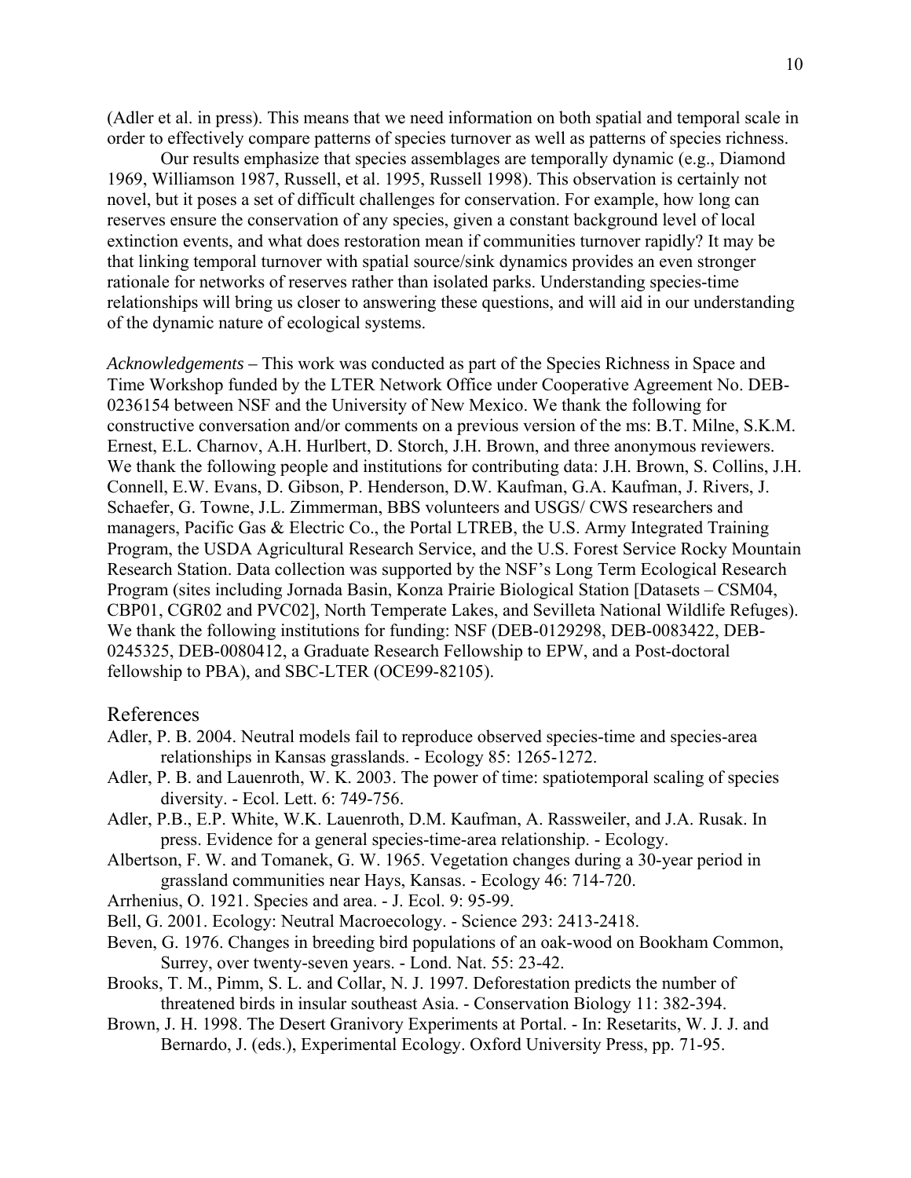(Adler et al. in press). This means that we need information on both spatial and temporal scale in order to effectively compare patterns of species turnover as well as patterns of species richness.

Our results emphasize that species assemblages are temporally dynamic (e.g., Diamond 1969, Williamson 1987, Russell, et al. 1995, Russell 1998). This observation is certainly not novel, but it poses a set of difficult challenges for conservation. For example, how long can reserves ensure the conservation of any species, given a constant background level of local extinction events, and what does restoration mean if communities turnover rapidly? It may be that linking temporal turnover with spatial source/sink dynamics provides an even stronger rationale for networks of reserves rather than isolated parks. Understanding species-time relationships will bring us closer to answering these questions, and will aid in our understanding of the dynamic nature of ecological systems.

*Acknowledgements* – This work was conducted as part of the Species Richness in Space and Time Workshop funded by the LTER Network Office under Cooperative Agreement No. DEB-0236154 between NSF and the University of New Mexico. We thank the following for constructive conversation and/or comments on a previous version of the ms: B.T. Milne, S.K.M. Ernest, E.L. Charnov, A.H. Hurlbert, D. Storch, J.H. Brown, and three anonymous reviewers. We thank the following people and institutions for contributing data: J.H. Brown, S. Collins, J.H. Connell, E.W. Evans, D. Gibson, P. Henderson, D.W. Kaufman, G.A. Kaufman, J. Rivers, J. Schaefer, G. Towne, J.L. Zimmerman, BBS volunteers and USGS/ CWS researchers and managers, Pacific Gas & Electric Co., the Portal LTREB, the U.S. Army Integrated Training Program, the USDA Agricultural Research Service, and the U.S. Forest Service Rocky Mountain Research Station. Data collection was supported by the NSF's Long Term Ecological Research Program (sites including Jornada Basin, Konza Prairie Biological Station [Datasets – CSM04, CBP01, CGR02 and PVC02], North Temperate Lakes, and Sevilleta National Wildlife Refuges). We thank the following institutions for funding: NSF (DEB-0129298, DEB-0083422, DEB-0245325, DEB-0080412, a Graduate Research Fellowship to EPW, and a Post-doctoral fellowship to PBA), and SBC-LTER (OCE99-82105).

## References

Adler, P. B. 2004. Neutral models fail to reproduce observed species-time and species-area relationships in Kansas grasslands. - Ecology 85: 1265-1272.

Adler, P. B. and Lauenroth, W. K. 2003. The power of time: spatiotemporal scaling of species diversity. - Ecol. Lett. 6: 749-756.

Adler, P.B., E.P. White, W.K. Lauenroth, D.M. Kaufman, A. Rassweiler, and J.A. Rusak. In press. Evidence for a general species-time-area relationship. - Ecology.

Albertson, F. W. and Tomanek, G. W. 1965. Vegetation changes during a 30-year period in grassland communities near Hays, Kansas. - Ecology 46: 714-720.

Arrhenius, O. 1921. Species and area. - J. Ecol. 9: 95-99.

Bell, G. 2001. Ecology: Neutral Macroecology. - Science 293: 2413-2418.

Beven, G. 1976. Changes in breeding bird populations of an oak-wood on Bookham Common, Surrey, over twenty-seven years. - Lond. Nat. 55: 23-42.

Brooks, T. M., Pimm, S. L. and Collar, N. J. 1997. Deforestation predicts the number of threatened birds in insular southeast Asia. - Conservation Biology 11: 382-394.

Brown, J. H. 1998. The Desert Granivory Experiments at Portal. - In: Resetarits, W. J. J. and Bernardo, J. (eds.), Experimental Ecology. Oxford University Press, pp. 71-95.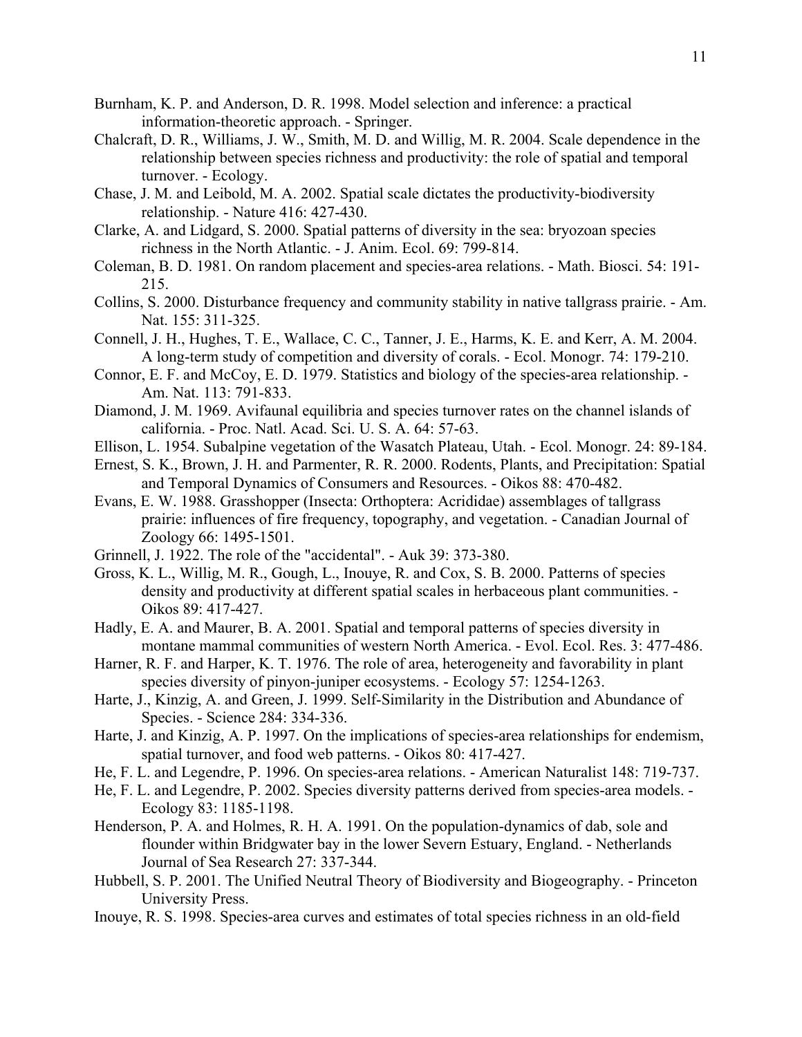Burnham, K. P. and Anderson, D. R. 1998. Model selection and inference: a practical information-theoretic approach. - Springer.

Chalcraft, D. R., Williams, J. W., Smith, M. D. and Willig, M. R. 2004. Scale dependence in the relationship between species richness and productivity: the role of spatial and temporal turnover. - Ecology.

Chase, J. M. and Leibold, M. A. 2002. Spatial scale dictates the productivity-biodiversity relationship. - Nature 416: 427-430.

Clarke, A. and Lidgard, S. 2000. Spatial patterns of diversity in the sea: bryozoan species richness in the North Atlantic. - J. Anim. Ecol. 69: 799-814.

Coleman, B. D. 1981. On random placement and species-area relations. - Math. Biosci. 54: 191-215.

Collins, S. 2000. Disturbance frequency and community stability in native tallgrass prairie. - Am. Nat. 155: 311-325.

Connell, J. H., Hughes, T. E., Wallace, C. C., Tanner, J. E., Harms, K. E. and Kerr, A. M. 2004. A long-term study of competition and diversity of corals. - Ecol. Monogr. 74: 179-210.

Connor, E. F. and McCoy, E. D. 1979. Statistics and biology of the species-area relationship. - Am. Nat. 113: 791-833.

Diamond, J. M. 1969. Avifaunal equilibria and species turnover rates on the channel islands of california. - Proc. Natl. Acad. Sci. U. S. A. 64: 57-63.

Ellison, L. 1954. Subalpine vegetation of the Wasatch Plateau, Utah. - Ecol. Monogr. 24: 89-184.

Ernest, S. K., Brown, J. H. and Parmenter, R. R. 2000. Rodents, Plants, and Precipitation: Spatial and Temporal Dynamics of Consumers and Resources. - Oikos 88: 470-482.

Evans, E. W. 1988. Grasshopper (Insecta: Orthoptera: Acrididae) assemblages of tallgrass prairie: influences of fire frequency, topography, and vegetation. - Canadian Journal of Zoology 66: 1495-1501.

Grinnell, J. 1922. The role of the "accidental". - Auk 39: 373-380.

Gross, K. L., Willig, M. R., Gough, L., Inouye, R. and Cox, S. B. 2000. Patterns of species density and productivity at different spatial scales in herbaceous plant communities. - Oikos 89: 417-427.

Hadly, E. A. and Maurer, B. A. 2001. Spatial and temporal patterns of species diversity in montane mammal communities of western North America. - Evol. Ecol. Res. 3: 477-486.

Harner, R. F. and Harper, K. T. 1976. The role of area, heterogeneity and favorability in plant species diversity of pinyon-juniper ecosystems. - Ecology 57: 1254-1263.

Harte, J., Kinzig, A. and Green, J. 1999. Self-Similarity in the Distribution and Abundance of Species. - Science 284: 334-336.

Harte, J. and Kinzig, A. P. 1997. On the implications of species-area relationships for endemism, spatial turnover, and food web patterns. - Oikos 80: 417-427.

He, F. L. and Legendre, P. 1996. On species-area relations. - American Naturalist 148: 719-737.

He, F. L. and Legendre, P. 2002. Species diversity patterns derived from species-area models. - Ecology 83: 1185-1198.

Henderson, P. A. and Holmes, R. H. A. 1991. On the population-dynamics of dab, sole and flounder within Bridgwater bay in the lower Severn Estuary, England. - Netherlands Journal of Sea Research 27: 337-344.

Hubbell, S. P. 2001. The Unified Neutral Theory of Biodiversity and Biogeography. - Princeton University Press.

Inouye, R. S. 1998. Species-area curves and estimates of total species richness in an old-field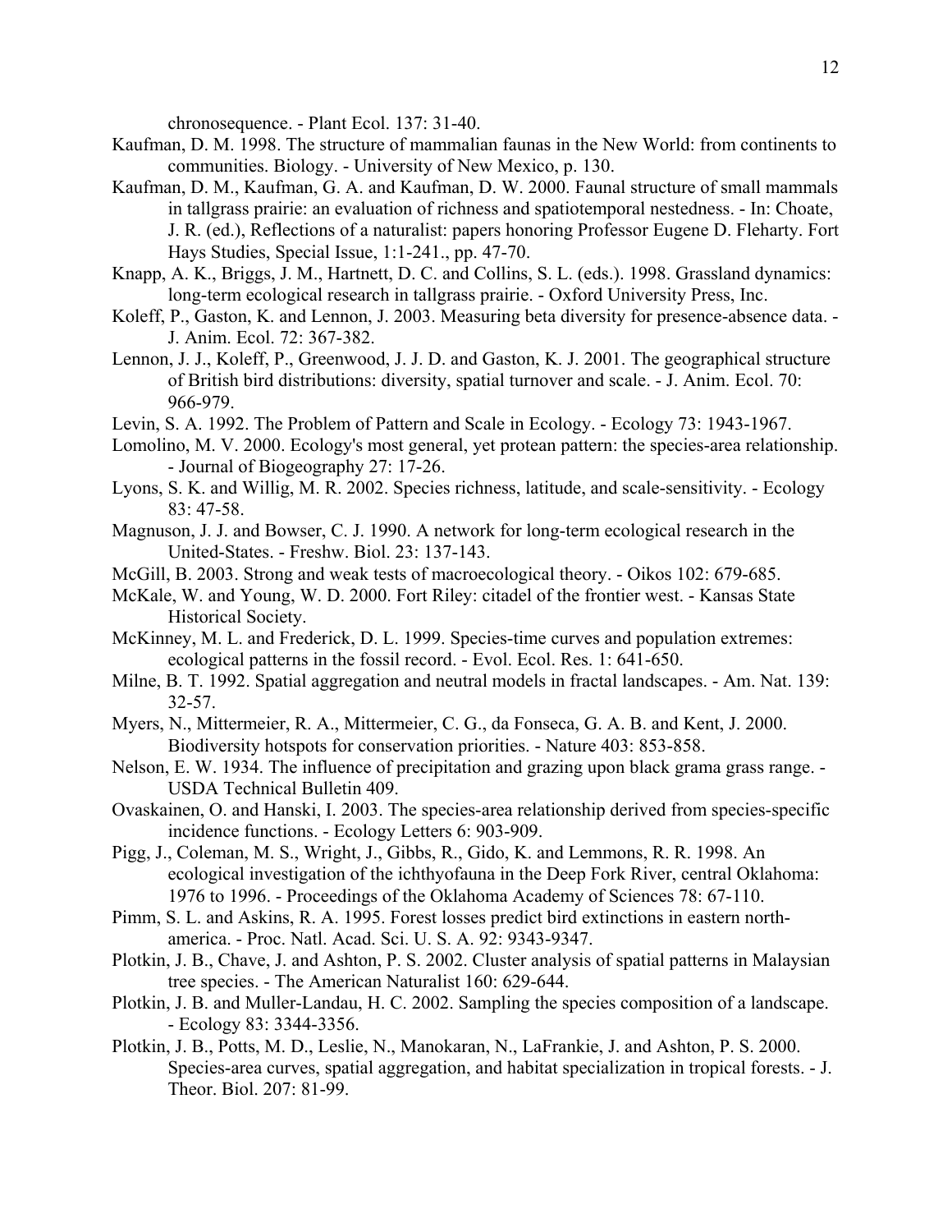chronosequence. - Plant Ecol. 137: 31-40.

Kaufman, D. M. 1998. The structure of mammalian faunas in the New World: from continents to communities. Biology. - University of New Mexico, p. 130.

Kaufman, D. M., Kaufman, G. A. and Kaufman, D. W. 2000. Faunal structure of small mammals in tallgrass prairie: an evaluation of richness and spatiotemporal nestedness. - In: Choate, J. R. (ed.), Reflections of a naturalist: papers honoring Professor Eugene D. Fleharty. Fort Hays Studies, Special Issue, 1:1-241., pp. 47-70.

Knapp, A. K., Briggs, J. M., Hartnett, D. C. and Collins, S. L. (eds.). 1998. Grassland dynamics: long-term ecological research in tallgrass prairie. - Oxford University Press, Inc.

Koleff, P., Gaston, K. and Lennon, J. 2003. Measuring beta diversity for presence-absence data. - J. Anim. Ecol. 72: 367-382.

Lennon, J. J., Koleff, P., Greenwood, J. J. D. and Gaston, K. J. 2001. The geographical structure of British bird distributions: diversity, spatial turnover and scale. - J. Anim. Ecol. 70: 966-979.

Levin, S. A. 1992. The Problem of Pattern and Scale in Ecology. - Ecology 73: 1943-1967.

Lomolino, M. V. 2000. Ecology's most general, yet protean pattern: the species-area relationship. - Journal of Biogeography 27: 17-26.

Lyons, S. K. and Willig, M. R. 2002. Species richness, latitude, and scale-sensitivity. - Ecology 83: 47-58.

Magnuson, J. J. and Bowser, C. J. 1990. A network for long-term ecological research in the United-States. - Freshw. Biol. 23: 137-143.

McGill, B. 2003. Strong and weak tests of macroecological theory. - Oikos 102: 679-685.

McKale, W. and Young, W. D. 2000. Fort Riley: citadel of the frontier west. - Kansas State Historical Society.

McKinney, M. L. and Frederick, D. L. 1999. Species-time curves and population extremes: ecological patterns in the fossil record. - Evol. Ecol. Res. 1: 641-650.

Milne, B. T. 1992. Spatial aggregation and neutral models in fractal landscapes. - Am. Nat. 139: 32-57.

Myers, N., Mittermeier, R. A., Mittermeier, C. G., da Fonseca, G. A. B. and Kent, J. 2000. Biodiversity hotspots for conservation priorities. - Nature 403: 853-858.

Nelson, E. W. 1934. The influence of precipitation and grazing upon black grama grass range. - USDA Technical Bulletin 409.

Ovaskainen, O. and Hanski, I. 2003. The species-area relationship derived from species-specific incidence functions. - Ecology Letters 6: 903-909.

Pigg, J., Coleman, M. S., Wright, J., Gibbs, R., Gido, K. and Lemmons, R. R. 1998. An ecological investigation of the ichthyofauna in the Deep Fork River, central Oklahoma: 1976 to 1996. - Proceedings of the Oklahoma Academy of Sciences 78: 67-110.

Pimm, S. L. and Askins, R. A. 1995. Forest losses predict bird extinctions in eastern north-america. - Proc. Natl. Acad. Sci. U. S. A. 92: 9343-9347.

Plotkin, J. B., Chave, J. and Ashton, P. S. 2002. Cluster analysis of spatial patterns in Malaysian tree species. - The American Naturalist 160: 629-644.

Plotkin, J. B. and Muller-Landau, H. C. 2002. Sampling the species composition of a landscape. - Ecology 83: 3344-3356.

Plotkin, J. B., Potts, M. D., Leslie, N., Manokaran, N., LaFrankie, J. and Ashton, P. S. 2000. Species-area curves, spatial aggregation, and habitat specialization in tropical forests. - J. Theor. Biol. 207: 81-99.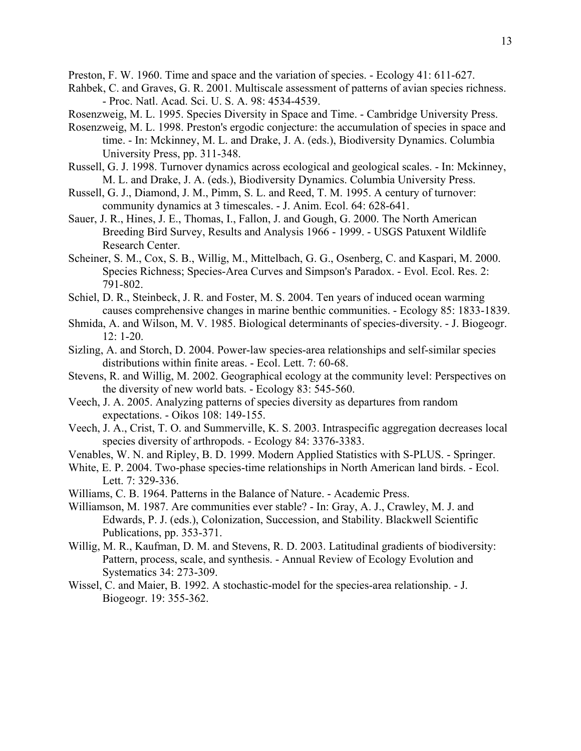Preston, F. W. 1960. Time and space and the variation of species. - Ecology 41: 611-627.

Rahbek, C. and Graves, G. R. 2001. Multiscale assessment of patterns of avian species richness. - Proc. Natl. Acad. Sci. U. S. A. 98: 4534-4539.

Rosenzweig, M. L. 1995. Species Diversity in Space and Time. - Cambridge University Press.

Rosenzweig, M. L. 1998. Preston's ergodic conjecture: the accumulation of species in space and time. - In: Mckinney, M. L. and Drake, J. A. (eds.), Biodiversity Dynamics. Columbia University Press, pp. 311-348.

Russell, G. J. 1998. Turnover dynamics across ecological and geological scales. - In: Mckinney, M. L. and Drake, J. A. (eds.), Biodiversity Dynamics. Columbia University Press.

Russell, G. J., Diamond, J. M., Pimm, S. L. and Reed, T. M. 1995. A century of turnover: community dynamics at 3 timescales. - J. Anim. Ecol. 64: 628-641.

Sauer, J. R., Hines, J. E., Thomas, I., Fallon, J. and Gough, G. 2000. The North American Breeding Bird Survey, Results and Analysis 1966 - 1999. - USGS Patuxent Wildlife Research Center.

Scheiner, S. M., Cox, S. B., Willig, M., Mittelbach, G. G., Osenberg, C. and Kaspari, M. 2000. Species Richness; Species-Area Curves and Simpson's Paradox. - Evol. Ecol. Res. 2: 791-802.

Schiel, D. R., Steinbeck, J. R. and Foster, M. S. 2004. Ten years of induced ocean warming causes comprehensive changes in marine benthic communities. - Ecology 85: 1833-1839.

Shmida, A. and Wilson, M. V. 1985. Biological determinants of species-diversity. - J. Biogeogr. 12: 1-20.

Sizling, A. and Storch, D. 2004. Power-law species-area relationships and self-similar species distributions within finite areas. - Ecol. Lett. 7: 60-68.

Stevens, R. and Willig, M. 2002. Geographical ecology at the community level: Perspectives on the diversity of new world bats. - Ecology 83: 545-560.

Veech, J. A. 2005. Analyzing patterns of species diversity as departures from random expectations. - Oikos 108: 149-155.

Veech, J. A., Crist, T. O. and Summerville, K. S. 2003. Intraspecific aggregation decreases local species diversity of arthropods. - Ecology 84: 3376-3383.

Venables, W. N. and Ripley, B. D. 1999. Modern Applied Statistics with S-PLUS. - Springer.

White, E. P. 2004. Two-phase species-time relationships in North American land birds. - Ecol. Lett. 7: 329-336.

Williams, C. B. 1964. Patterns in the Balance of Nature. - Academic Press.

Williamson, M. 1987. Are communities ever stable? - In: Gray, A. J., Crawley, M. J. and Edwards, P. J. (eds.), Colonization, Succession, and Stability. Blackwell Scientific Publications, pp. 353-371.

Willig, M. R., Kaufman, D. M. and Stevens, R. D. 2003. Latitudinal gradients of biodiversity: Pattern, process, scale, and synthesis. - Annual Review of Ecology Evolution and Systematics 34: 273-309.

Wissel, C. and Maier, B. 1992. A stochastic-model for the species-area relationship. - J. Biogeogr. 19: 355-362.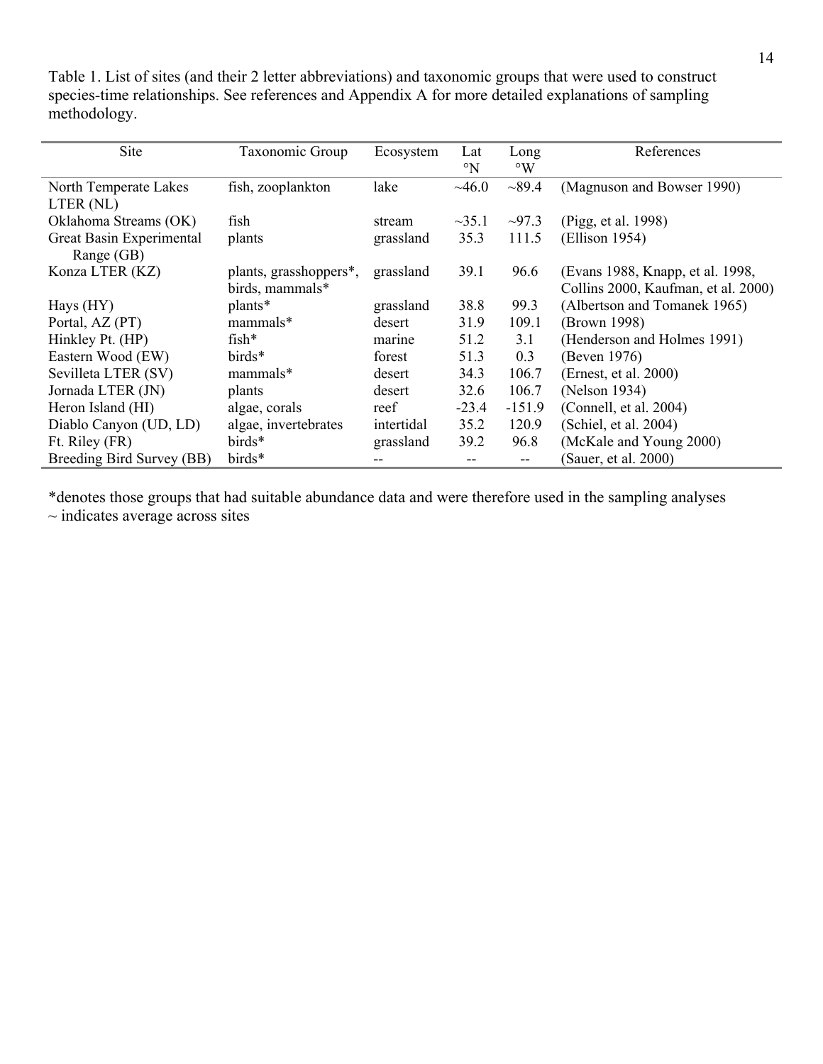Table 1. List of sites (and their 2 letter abbreviations) and taxonomic groups that were used to construct species-time relationships. See references and Appendix A for more detailed explanations of sampling methodology.

| Site | Taxonomic Group | Ecosystem | Lat °N | Long °W | References |
|---|---|---|---|---|---|
| North Temperate Lakes LTER (NL) | fish, zooplankton | lake | ~46.0 | ~89.4 | (Magnuson and Bowser 1990) |
| Oklahoma Streams (OK) | fish | stream | ~35.1 | ~97.3 | (Pigg, et al. 1998) |
| Great Basin Experimental Range (GB) | plants | grassland | 35.3 | 111.5 | (Ellison 1954) |
| Konza LTER (KZ) | plants, grasshoppers*, birds, mammals* | grassland | 39.1 | 96.6 | (Evans 1988, Knapp, et al. 1998, Collins 2000, Kaufman, et al. 2000) |
| Hays (HY) | plants* | grassland | 38.8 | 99.3 | (Albertson and Tomanek 1965) |
| Portal, AZ (PT) | mammals* | desert | 31.9 | 109.1 | (Brown 1998) |
| Hinkley Pt. (HP) | fish* | marine | 51.2 | 3.1 | (Henderson and Holmes 1991) |
| Eastern Wood (EW) | birds* | forest | 51.3 | 0.3 | (Beven 1976) |
| Sevilleta LTER (SV) | mammals* | desert | 34.3 | 106.7 | (Ernest, et al. 2000) |
| Jornada LTER (JN) | plants | desert | 32.6 | 106.7 | (Nelson 1934) |
| Heron Island (HI) | algae, corals | reef | -23.4 | -151.9 | (Connell, et al. 2004) |
| Diablo Canyon (UD, LD) | algae, invertebrates | intertidal | 35.2 | 120.9 | (Schiel, et al. 2004) |
| Ft. Riley (FR) | birds* | grassland | 39.2 | 96.8 | (McKale and Young 2000) |
| Breeding Bird Survey (BB) | birds* | -- | -- | -- | (Sauer, et al. 2000) |

*denotes those groups that had suitable abundance data and were therefore used in the sampling analyses
~ indicates average across sites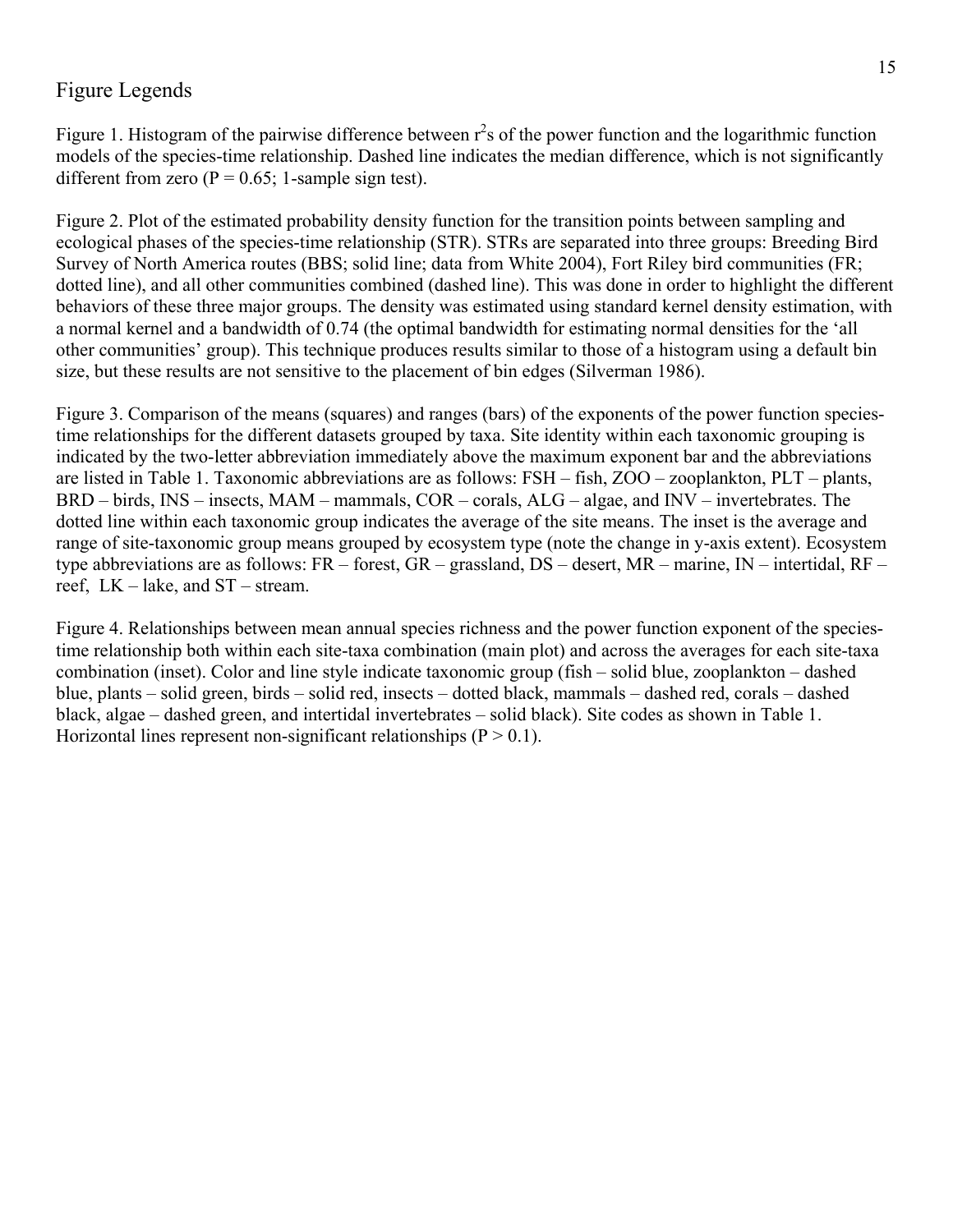## Figure Legends

Figure 1. Histogram of the pairwise difference between $r^2$s of the power function and the logarithmic function models of the species-time relationship. Dashed line indicates the median difference, which is not significantly different from zero ($P = 0.65$; 1-sample sign test).

Figure 2. Plot of the estimated probability density function for the transition points between sampling and ecological phases of the species-time relationship (STR). STRs are separated into three groups: Breeding Bird Survey of North America routes (BBS; solid line; data from White 2004), Fort Riley bird communities (FR; dotted line), and all other communities combined (dashed line). This was done in order to highlight the different behaviors of these three major groups. The density was estimated using standard kernel density estimation, with a normal kernel and a bandwidth of 0.74 (the optimal bandwidth for estimating normal densities for the 'all other communities' group). This technique produces results similar to those of a histogram using a default bin size, but these results are not sensitive to the placement of bin edges (Silverman 1986).

Figure 3. Comparison of the means (squares) and ranges (bars) of the exponents of the power function species-time relationships for the different datasets grouped by taxa. Site identity within each taxonomic grouping is indicated by the two-letter abbreviation immediately above the maximum exponent bar and the abbreviations are listed in Table 1. Taxonomic abbreviations are as follows: FSH – fish, ZOO – zooplankton, PLT – plants, BRD – birds, INS – insects, MAM – mammals, COR – corals, ALG – algae, and INV – invertebrates. The dotted line within each taxonomic group indicates the average of the site means. The inset is the average and range of site-taxonomic group means grouped by ecosystem type (note the change in y-axis extent). Ecosystem type abbreviations are as follows: FR – forest, GR – grassland, DS – desert, MR – marine, IN – intertidal, RF – reef, LK – lake, and ST – stream.

Figure 4. Relationships between mean annual species richness and the power function exponent of the species-time relationship both within each site-taxa combination (main plot) and across the averages for each site-taxa combination (inset). Color and line style indicate taxonomic group (fish – solid blue, zooplankton – dashed blue, plants – solid green, birds – solid red, insects – dotted black, mammals – dashed red, corals – dashed black, algae – dashed green, and intertidal invertebrates – solid black). Site codes as shown in Table 1. Horizontal lines represent non-significant relationships ($P > 0.1$).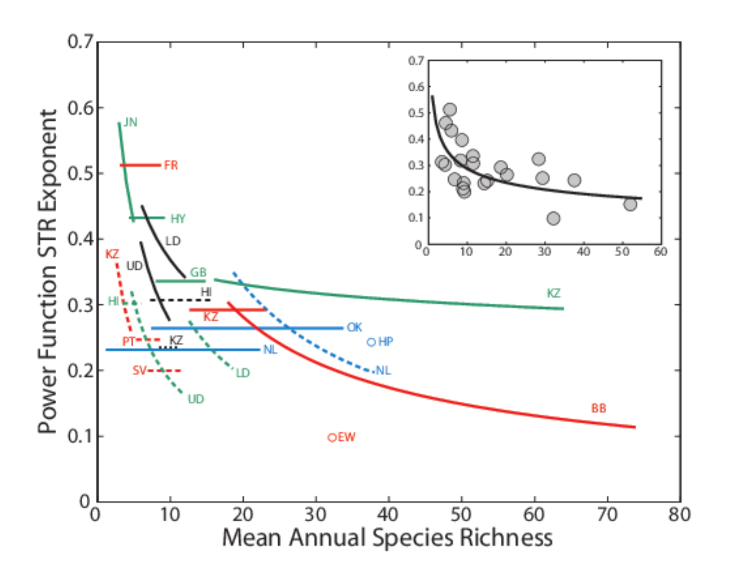0.7
0.6
0.5
0.4
0.3
0.2
0.1
0

Power Function STR Exponent

0
10
20
30
40
50
60
70
80

Mean Annual Species Richness

JN
FR
HY
LD
KZ
UD
GB
HI
HI
KZ
KZ
OK
PT
KZ
NL
HP
SV
LD
NL
UD
BB
EW

0.7
0.6
0.5
0.4
0.3
0.2
0.1
0

0
10
20
30
40
50
60